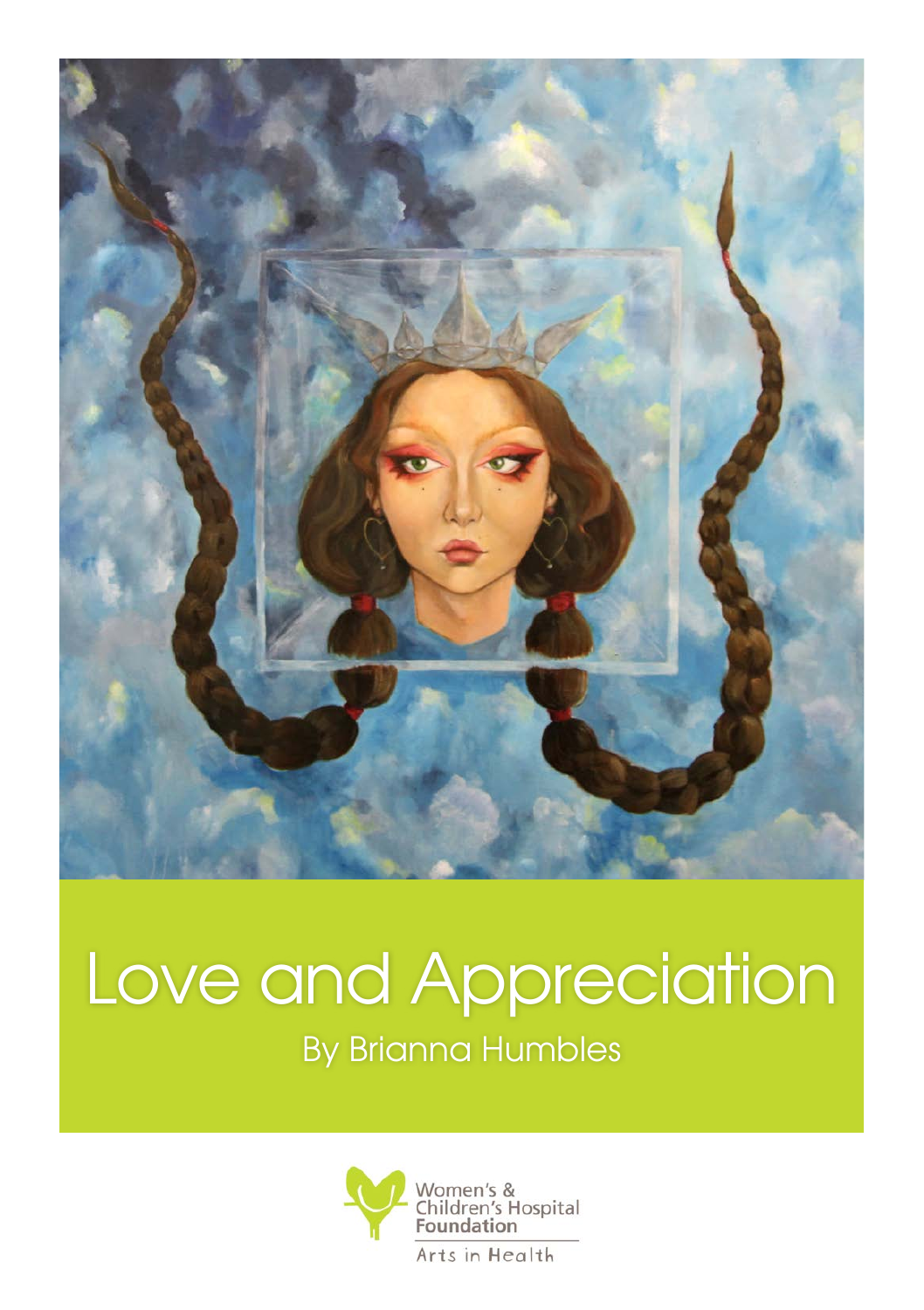# Love and Appreciation

By Brianna Humbles

Women's & Children's Hospital Foundation

Arts in Health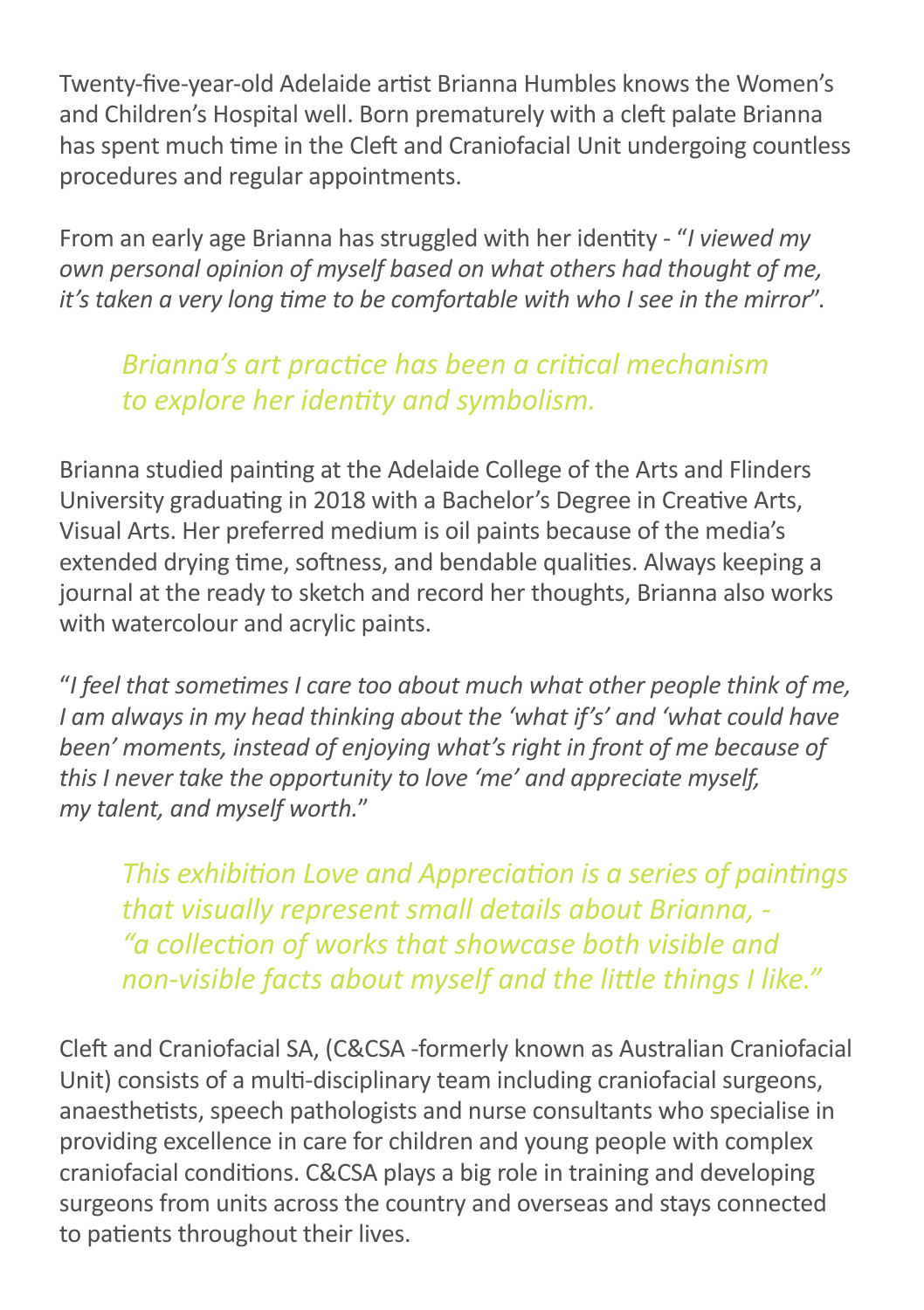Twenty-five-year-old Adelaide artist Brianna Humbles knows the Women's and Children's Hospital well. Born prematurely with a cleft palate Brianna has spent much time in the Cleft and Craniofacial Unit undergoing countless procedures and regular appointments.

From an early age Brianna has struggled with her identity - "*I viewed my own personal opinion of myself based on what others had thought of me, it's taken a very long time to be comfortable with who I see in the mirror*".

> *Brianna's art practice has been a critical mechanism to explore her identity and symbolism.*

Brianna studied painting at the Adelaide College of the Arts and Flinders University graduating in 2018 with a Bachelor's Degree in Creative Arts, Visual Arts. Her preferred medium is oil paints because of the media's extended drying time, softness, and bendable qualities. Always keeping a journal at the ready to sketch and record her thoughts, Brianna also works with watercolour and acrylic paints.

"*I feel that sometimes I care too about much what other people think of me, I am always in my head thinking about the 'what if's' and 'what could have been' moments, instead of enjoying what's right in front of me because of this I never take the opportunity to love 'me' and appreciate myself, my talent, and myself worth.*"

> *This exhibition Love and Appreciation is a series of paintings that visually represent small details about Brianna, - "a collection of works that showcase both visible and non-visible facts about myself and the little things I like."*

Cleft and Craniofacial SA, (C&CSA -formerly known as Australian Craniofacial Unit) consists of a multi-disciplinary team including craniofacial surgeons, anaesthetists, speech pathologists and nurse consultants who specialise in providing excellence in care for children and young people with complex craniofacial conditions. C&CSA plays a big role in training and developing surgeons from units across the country and overseas and stays connected to patients throughout their lives.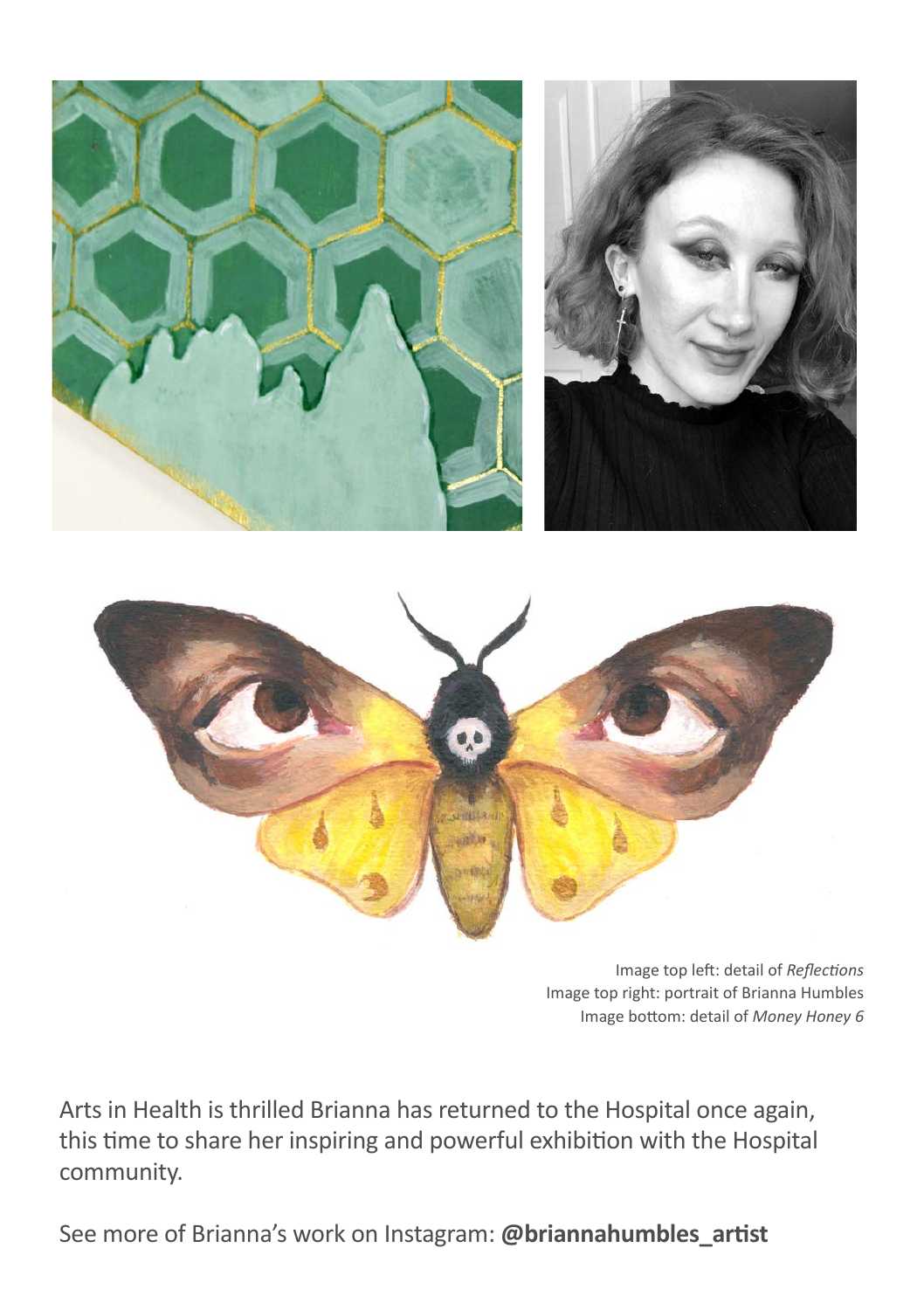Image top left: detail of *Reflections*
Image top right: portrait of Brianna Humbles
Image bottom: detail of *Money Honey 6*

Arts in Health is thrilled Brianna has returned to the Hospital once again, this time to share her inspiring and powerful exhibition with the Hospital community.

See more of Brianna's work on Instagram: **@briannahumbles_artist**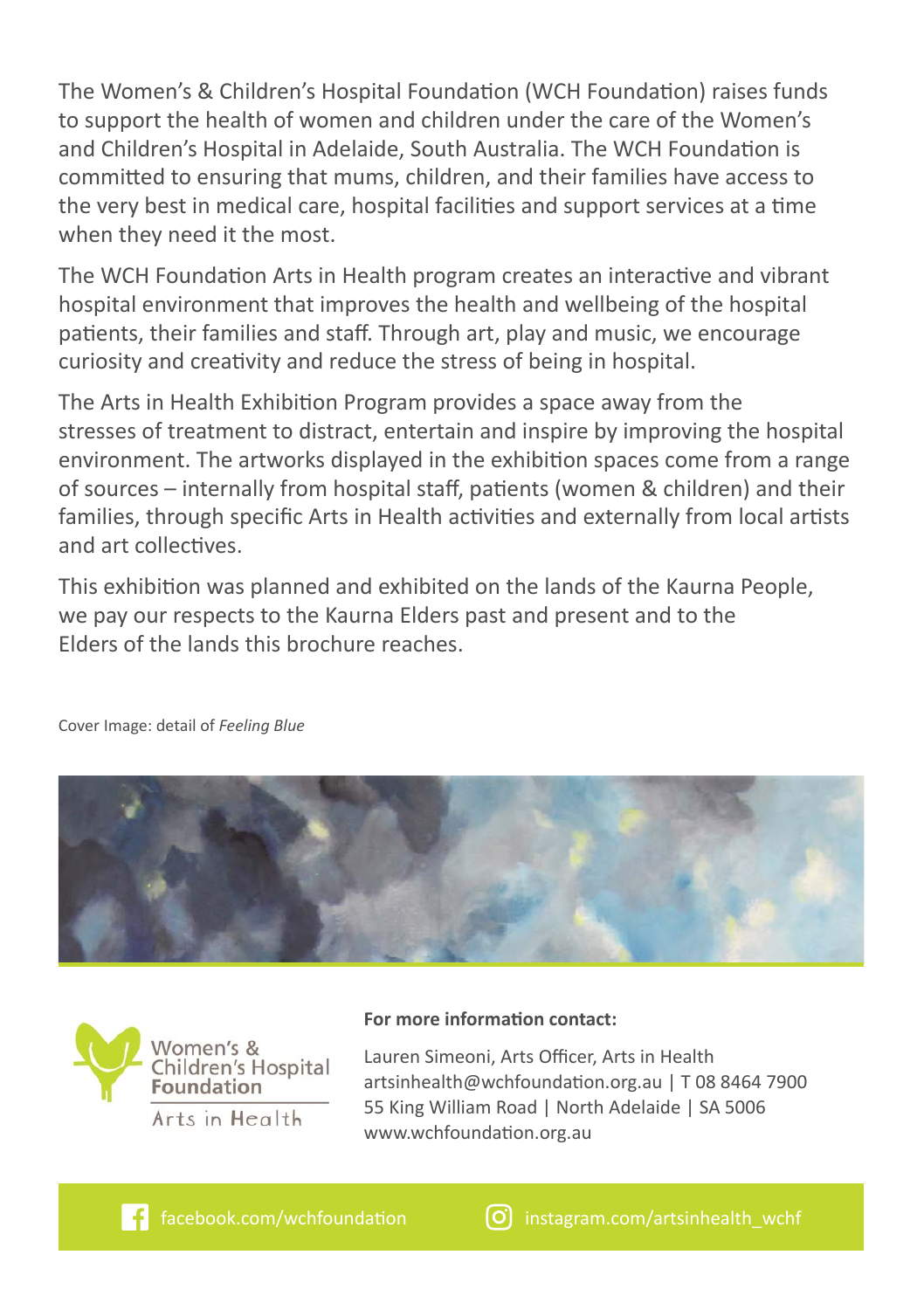The Women's & Children's Hospital Foundation (WCH Foundation) raises funds to support the health of women and children under the care of the Women's and Children's Hospital in Adelaide, South Australia. The WCH Foundation is committed to ensuring that mums, children, and their families have access to the very best in medical care, hospital facilities and support services at a time when they need it the most.

The WCH Foundation Arts in Health program creates an interactive and vibrant hospital environment that improves the health and wellbeing of the hospital patients, their families and staff. Through art, play and music, we encourage curiosity and creativity and reduce the stress of being in hospital.

The Arts in Health Exhibition Program provides a space away from the stresses of treatment to distract, entertain and inspire by improving the hospital environment. The artworks displayed in the exhibition spaces come from a range of sources – internally from hospital staff, patients (women & children) and their families, through specific Arts in Health activities and externally from local artists and art collectives.

This exhibition was planned and exhibited on the lands of the Kaurna People, we pay our respects to the Kaurna Elders past and present and to the Elders of the lands this brochure reaches.

Cover Image: detail of *Feeling Blue*

Women's & Children's Hospital **Foundation**

Arts in Health

**For more information contact:**

Lauren Simeoni, Arts Officer, Arts in Health
artsinhealth@wchfoundation.org.au | T 08 8464 7900
55 King William Road | North Adelaide | SA 5006
www.wchfoundation.org.au

facebook.com/wchfoundation

instagram.com/artsinhealth_wchf